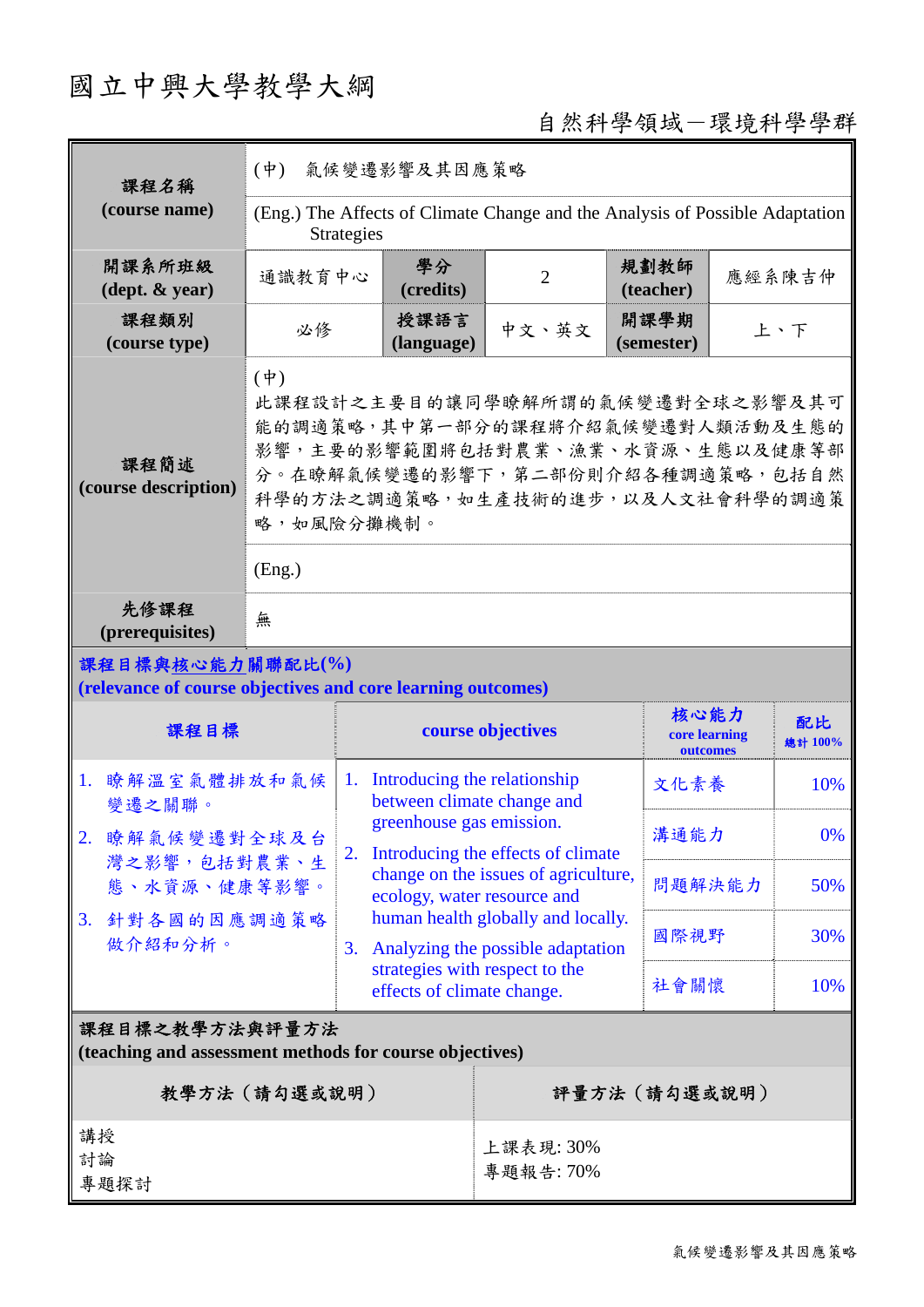# 國立中興大學教學大綱

自然科學領域－環境科學學群

| 課程名稱 (course name) | (中) 氣候變遷影響及其因應策略 | | | | |
|---|---|---|---|---|---|
| | (Eng.) The Affects of Climate Change and the Analysis of Possible Adaptation Strategies | | | | |
| 開課系所班級 (dept. & year) | 通識教育中心 | 學分 (credits) | 2 | 規劃教師 (teacher) | 應經系陳吉仲 |
| 課程類別 (course type) | 必修 | 授課語言 (language) | 中文、英文 | 開課學期 (semester) | 上、下 |
| 課程簡述 (course description) | (中)<br>此課程設計之主要目的讓同學瞭解所謂的氣候變遷對全球之影響及其可能的調適策略，其中第一部分的課程將介紹氣候變遷對人類活動及生態的影響，主要的影響範圍將包括對農業、漁業、水資源、生態以及健康等部分。在瞭解氣候變遷的影響下，第二部份則介紹各種調適策略，包括自然科學的方法之調適策略，如生產技術的進步，以及人文社會科學的調適策略，如風險分攤機制。 | | | | |
| | (Eng.) | | | | |
| 先修課程 (prerequisites) | 無 | | | | |

**課程目標與核心能力關聯配比(%)**
**(relevance of course objectives and core learning outcomes)**

| 課程目標 | course objectives | 核心能力 core learning outcomes | 配比 總計 100% |
|---|---|---|---|
| 1. 瞭解溫室氣體排放和氣候變遷之關聯。<br>2. 瞭解氣候變遷對全球及台灣之影響，包括對農業、生態、水資源、健康等影響。<br>3. 針對各國的因應調適策略做介紹和分析。 | 1. Introducing the relationship between climate change and greenhouse gas emission.<br>2. Introducing the effects of climate change on the issues of agriculture, ecology, water resource and human health globally and locally.<br>3. Analyzing the possible adaptation strategies with respect to the effects of climate change. | 文化素養 | 10% |
| | | 溝通能力 | 0% |
| | | 問題解決能力 | 50% |
| | | 國際視野 | 30% |
| | | 社會關懷 | 10% |

**課程目標之教學方法與評量方法**
**(teaching and assessment methods for course objectives)**

| 教學方法（請勾選或說明） | 評量方法（請勾選或說明） |
|---|---|
| 講授<br>討論<br>專題探討 | 上課表現: 30%<br>專題報告: 70% |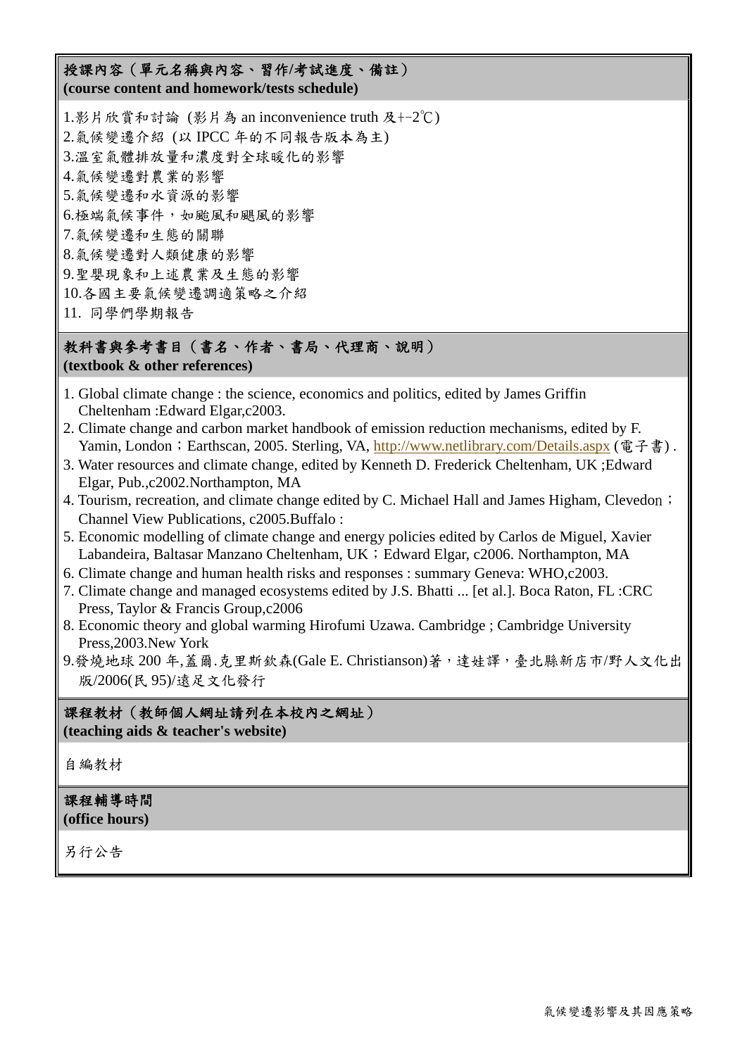**授課內容（單元名稱與內容、習作/考試進度、備註）**
**(course content and homework/tests schedule)**

1.影片欣賞和討論 (影片為 an inconvenience truth 及+−2℃)
2.氣候變遷介紹 (以 IPCC 年的不同報告版本為主)
3.溫室氣體排放量和濃度對全球暖化的影響
4.氣候變遷對農業的影響
5.氣候變遷和水資源的影響
6.極端氣候事件，如颱風和颶風的影響
7.氣候變遷和生態的關聯
8.氣候變遷對人類健康的影響
9.聖嬰現象和上述農業及生態的影響
10.各國主要氣候變遷調適策略之介紹
11. 同學們學期報告

**教科書與參考書目（書名、作者、書局、代理商、說明）**
**(textbook & other references)**

1. Global climate change : the science, economics and politics, edited by James Griffin Cheltenham :Edward Elgar,c2003.
2. Climate change and carbon market handbook of emission reduction mechanisms, edited by F. Yamin, London；Earthscan, 2005. Sterling, VA, http://www.netlibrary.com/Details.aspx (電子書) .
3. Water resources and climate change, edited by Kenneth D. Frederick Cheltenham, UK ;Edward Elgar, Pub.,c2002.Northampton, MA
4. Tourism, recreation, and climate change edited by C. Michael Hall and James Higham, Clevedon；Channel View Publications, c2005.Buffalo :
5. Economic modelling of climate change and energy policies edited by Carlos de Miguel, Xavier Labandeira, Baltasar Manzano Cheltenham, UK；Edward Elgar, c2006. Northampton, MA
6. Climate change and human health risks and responses : summary Geneva: WHO,c2003.
7. Climate change and managed ecosystems edited by J.S. Bhatti ... [et al.]. Boca Raton, FL :CRC Press, Taylor & Francis Group,c2006
8. Economic theory and global warming Hirofumi Uzawa. Cambridge ; Cambridge University Press,2003.New York
9.發燒地球 200 年,蓋爾.克里斯欽森(Gale E. Christianson)著，達娃譯，臺北縣新店市/野人文化出版/2006(民 95)/遠足文化發行

**課程教材（教師個人網址請列在本校內之網址）**
**(teaching aids & teacher's website)**

自編教材

**課程輔導時間**
**(office hours)**

另行公告